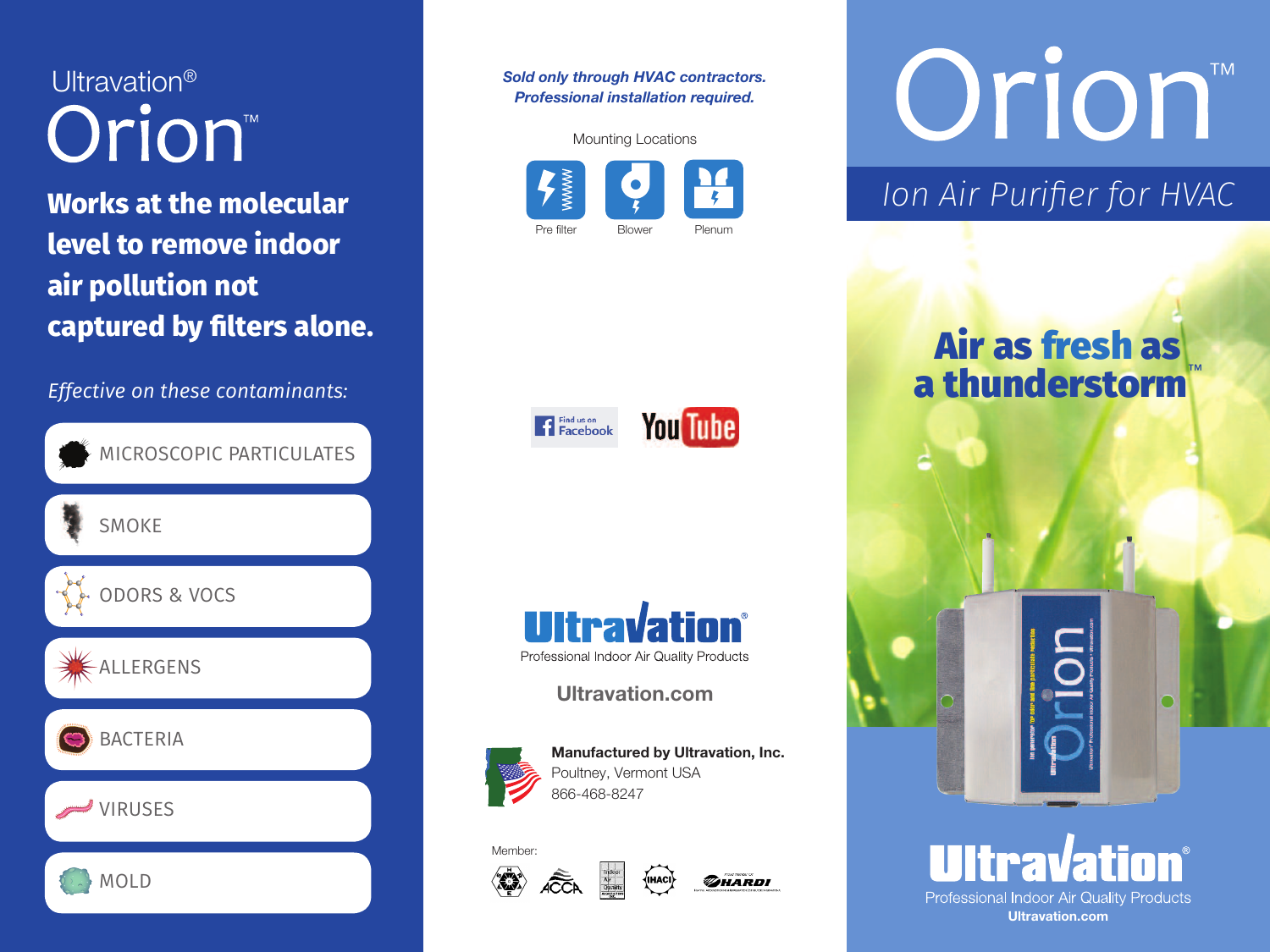Ultravation®

# Orion™

**Works at the molecular level to remove indoor air pollution not captured by filters alone.**

*Effective on these contaminants:*

- MICROSCOPIC PARTICULATES
- SMOKE
- ODORS & VOCS
- ALLERGENS
- BACTERIA
- VIRUSES
- MOLD

***Sold only through HVAC contractors. Professional installation required.***

Mounting Locations

- Pre filter
- Blower
- Plenum

Find us on Facebook

YouTube

**Ultravation®**

Professional Indoor Air Quality Products

**Ultravation.com**

**Manufactured by Ultravation, Inc.**
Poultney, Vermont USA
866-468-8247

Member: NADCA, ACCA, Indoor Air Quality Association, IHACI, HARDI

# Orion™

*Ion Air Purifier for HVAC*

## Air as fresh as a thunderstorm™

**Ultravation®**

Professional Indoor Air Quality Products

**Ultravation.com**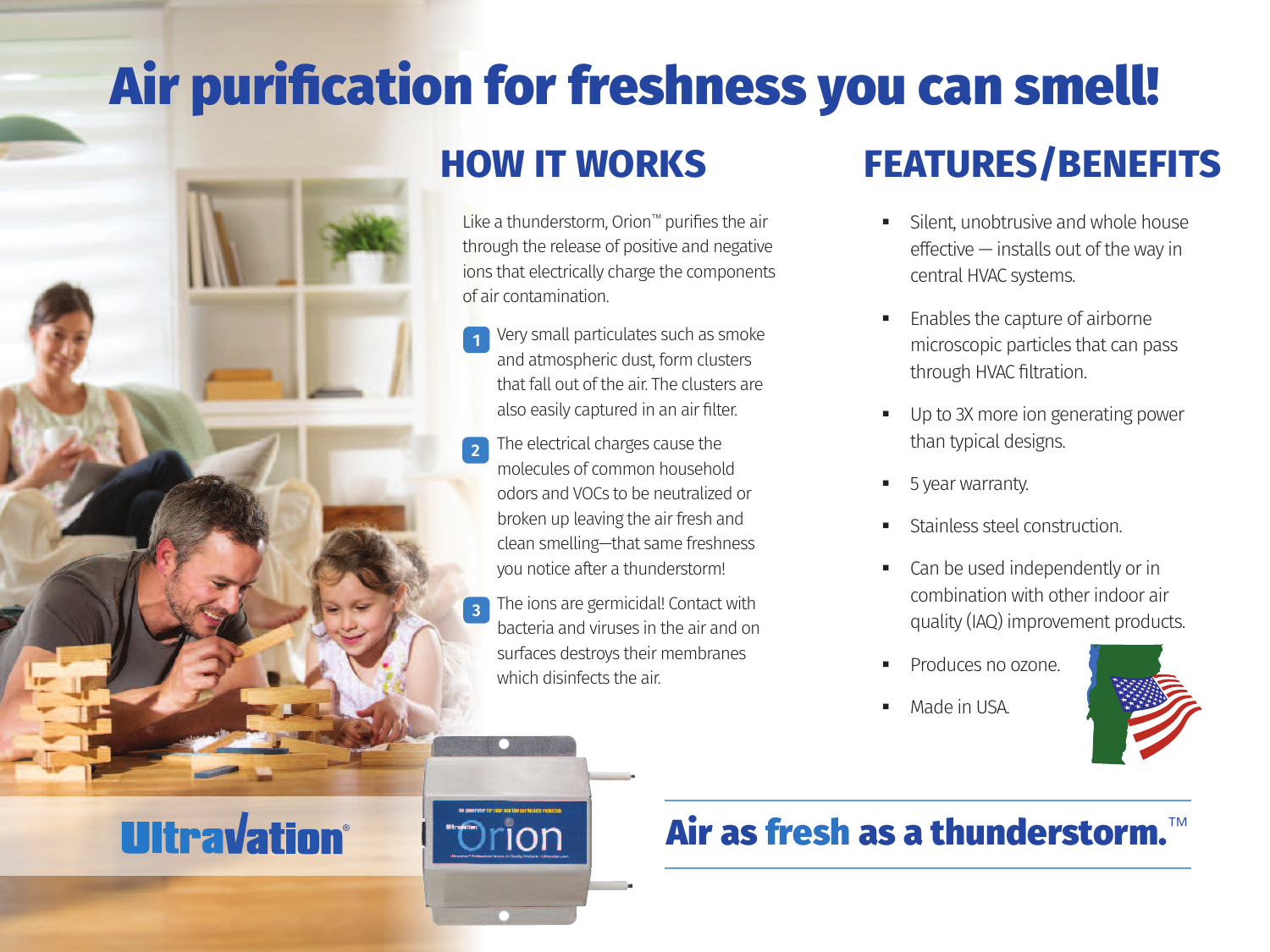# Air purification for freshness you can smell!

## HOW IT WORKS

Like a thunderstorm, Orion™ purifies the air through the release of positive and negative ions that electrically charge the components of air contamination.

1. Very small particulates such as smoke and atmospheric dust, form clusters that fall out of the air. The clusters are also easily captured in an air filter.
2. The electrical charges cause the molecules of common household odors and VOCs to be neutralized or broken up leaving the air fresh and clean smelling—that same freshness you notice after a thunderstorm!
3. The ions are germicidal! Contact with bacteria and viruses in the air and on surfaces destroys their membranes which disinfects the air.

## FEATURES/BENEFITS

- Silent, unobtrusive and whole house effective — installs out of the way in central HVAC systems.
- Enables the capture of airborne microscopic particles that can pass through HVAC filtration.
- Up to 3X more ion generating power than typical designs.
- 5 year warranty.
- Stainless steel construction.
- Can be used independently or in combination with other indoor air quality (IAQ) improvement products.
- Produces no ozone.
- Made in USA.

Ultravation®

Orion

**Air as fresh as a thunderstorm.™**